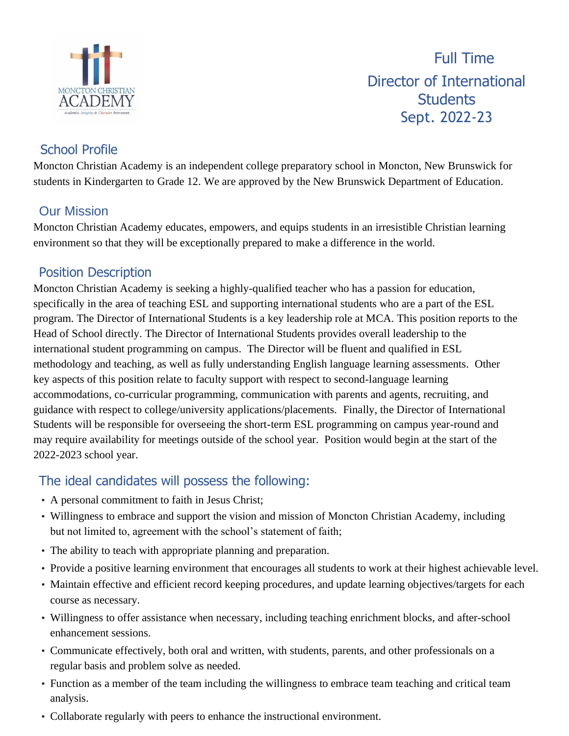Moncton Christian Academy

Academics, Integrity & Character Intersection

# Full Time Director of International Students Sept. 2022-23

## School Profile

Moncton Christian Academy is an independent college preparatory school in Moncton, New Brunswick for students in Kindergarten to Grade 12. We are approved by the New Brunswick Department of Education.

## Our Mission

Moncton Christian Academy educates, empowers, and equips students in an irresistible Christian learning environment so that they will be exceptionally prepared to make a difference in the world.

## Position Description

Moncton Christian Academy is seeking a highly-qualified teacher who has a passion for education, specifically in the area of teaching ESL and supporting international students who are a part of the ESL program. The Director of International Students is a key leadership role at MCA. This position reports to the Head of School directly. The Director of International Students provides overall leadership to the international student programming on campus. The Director will be fluent and qualified in ESL methodology and teaching, as well as fully understanding English language learning assessments. Other key aspects of this position relate to faculty support with respect to second-language learning accommodations, co-curricular programming, communication with parents and agents, recruiting, and guidance with respect to college/university applications/placements. Finally, the Director of International Students will be responsible for overseeing the short-term ESL programming on campus year-round and may require availability for meetings outside of the school year. Position would begin at the start of the 2022-2023 school year.

## The ideal candidates will possess the following:

- A personal commitment to faith in Jesus Christ;
- Willingness to embrace and support the vision and mission of Moncton Christian Academy, including but not limited to, agreement with the school's statement of faith;
- The ability to teach with appropriate planning and preparation.
- Provide a positive learning environment that encourages all students to work at their highest achievable level.
- Maintain effective and efficient record keeping procedures, and update learning objectives/targets for each course as necessary.
- Willingness to offer assistance when necessary, including teaching enrichment blocks, and after-school enhancement sessions.
- Communicate effectively, both oral and written, with students, parents, and other professionals on a regular basis and problem solve as needed.
- Function as a member of the team including the willingness to embrace team teaching and critical team analysis.
- Collaborate regularly with peers to enhance the instructional environment.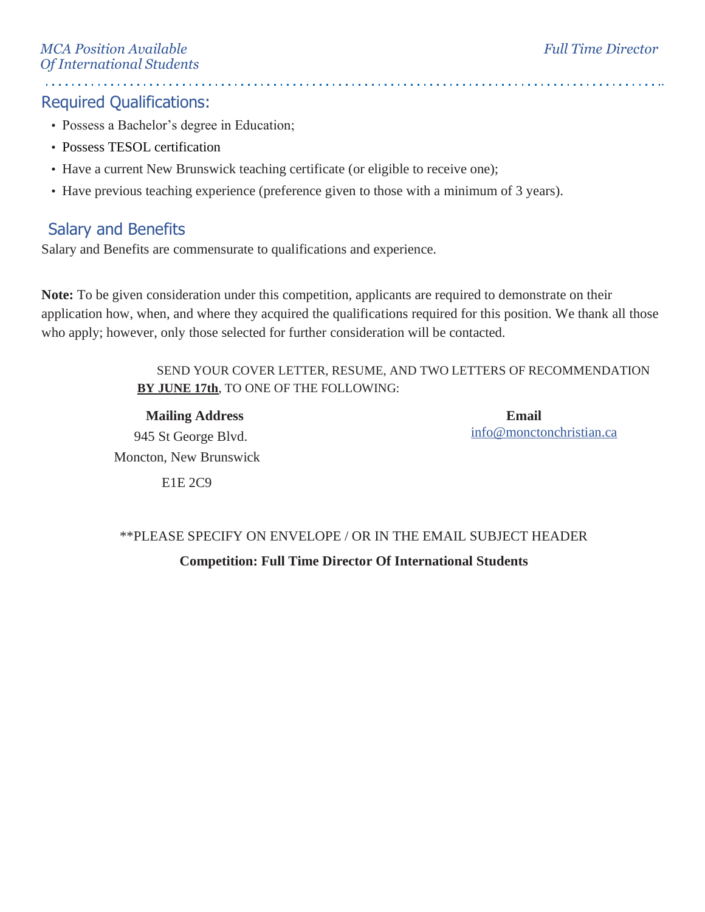## Required Qualifications:

- Possess a Bachelor's degree in Education;
- Possess TESOL certification
- Have a current New Brunswick teaching certificate (or eligible to receive one);
- Have previous teaching experience (preference given to those with a minimum of 3 years).

## Salary and Benefits

Salary and Benefits are commensurate to qualifications and experience.

**Note:** To be given consideration under this competition, applicants are required to demonstrate on their application how, when, and where they acquired the qualifications required for this position. We thank all those who apply; however, only those selected for further consideration will be contacted.

SEND YOUR COVER LETTER, RESUME, AND TWO LETTERS OF RECOMMENDATION **BY JUNE 17th**, TO ONE OF THE FOLLOWING:

**Mailing Address**

945 St George Blvd.

Moncton, New Brunswick

E1E 2C9

**Email**

info@monctonchristian.ca

**PLEASE SPECIFY ON ENVELOPE / OR IN THE EMAIL SUBJECT HEADER

**Competition: Full Time Director Of International Students**